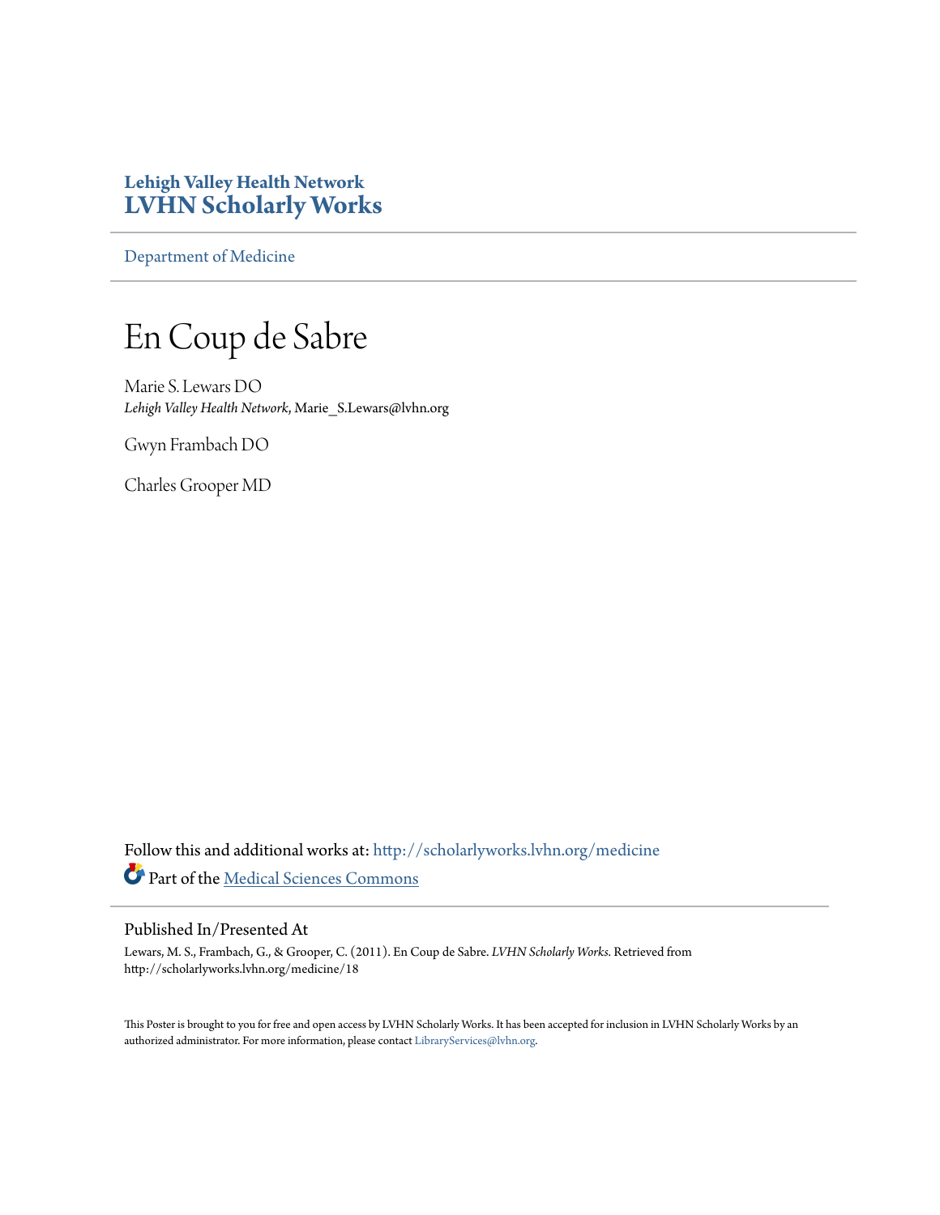**Lehigh Valley Health Network**
**LVHN Scholarly Works**

Department of Medicine

# En Coup de Sabre

Marie S. Lewars DO
*Lehigh Valley Health Network*, Marie_S.Lewars@lvhn.org

Gwyn Frambach DO

Charles Grooper MD

Follow this and additional works at: http://scholarlyworks.lvhn.org/medicine

Part of the Medical Sciences Commons

## Published In/Presented At

Lewars, M. S., Frambach, G., & Grooper, C. (2011). En Coup de Sabre. *LVHN Scholarly Works*. Retrieved from http://scholarlyworks.lvhn.org/medicine/18

This Poster is brought to you for free and open access by LVHN Scholarly Works. It has been accepted for inclusion in LVHN Scholarly Works by an authorized administrator. For more information, please contact LibraryServices@lvhn.org.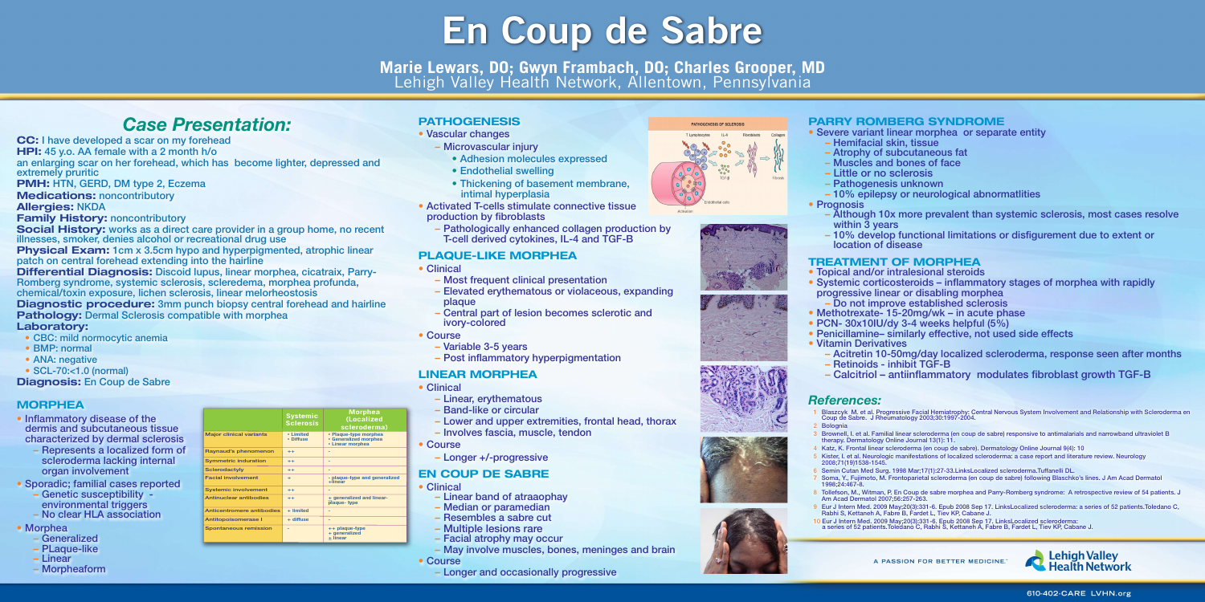# En Coup de Sabre

**Marie Lewars, DO; Gwyn Frambach, DO; Charles Grooper, MD**
Lehigh Valley Health Network, Allentown, Pennsylvania

## *Case Presentation:*

**CC:** I have developed a scar on my forehead

**HPI:** 45 y.o. AA female with a 2 month h/o an enlarging scar on her forehead, which has become lighter, depressed and extremely pruritic

**PMH:** HTN, GERD, DM type 2, Eczema

**Medications:** noncontributory

**Allergies:** NKDA

**Family History:** noncontributory

**Social History:** works as a direct care provider in a group home, no recent illnesses, smoker, denies alcohol or recreational drug use

**Physical Exam:** 1cm x 3.5cm hypo and hyperpigmented, atrophic linear patch on central forehead extending into the hairline

**Differential Diagnosis:** Discoid lupus, linear morphea, cicatraix, Parry-Romberg syndrome, systemic sclerosis, scleredema, morphea profunda, chemical/toxin exposure, lichen sclerosis, linear melorheostosis

**Diagnostic procedure:** 3mm punch biopsy central forehead and hairline

**Pathology:** Dermal Sclerosis compatible with morphea

**Laboratory:**

- CBC: mild normocytic anemia
- BMP: normal
- ANA: negative
- SCL-70:<1.0 (normal)

**Diagnosis:** En Coup de Sabre

## MORPHEA

- Inflammatory disease of the dermis and subcutaneous tissue characterized by dermal sclerosis
  - Represents a localized form of scleroderma lacking internal organ involvement
- Sporadic; familial cases reported
  - Genetic susceptibility - environmental triggers
  - No clear HLA association
- Morphea
  - Generalized
  - PLaque-like
  - Linear
  - Morpheaform

| | Systemic Sclerosis | Morphea (Localized scleroderma) |
|---|---|---|
| Major clinical variants | • Limited • Diffuse | • Plaque-type morphea • Generalized morphea • Linear morphea |
| Raynaud's phenomenon | ++ | - |
| Symmetric induration | ++ | - |
| Sclerodactyly | ++ | - |
| Facial involvement | + | - plaque-type and generalized +linear |
| Systemic involvement | ++ | - |
| Antinuclear antibodies | ++ | + generalized and linear- plaque- type |
| Anticentromere antibodies | + limited | - |
| Antitopoisomerase I | + diffuse | - |
| Spontaneous remission | - | ++ plaque-type + generalized ± linear |

## PATHOGENESIS

- Vascular changes
  - Microvascular injury
    - Adhesion molecules expressed
    - Endothelial swelling
    - Thickening of basement membrane, intimal hyperplasia
- Activated T-cells stimulate connective tissue production by fibroblasts
  - Pathologically enhanced collagen production by T-cell derived cytokines, IL-4 and TGF-B

PATHOGENESIS OF SCLEROSIS

T Lymphocytes IL-4 Fibroblasts Collagen

TGF-β

Endothelial cells

Fibrosis

Activation

## PLAQUE-LIKE MORPHEA

- Clinical
  - Most frequent clinical presentation
  - Elevated erythematous or violaceous, expanding plaque
  - Central part of lesion becomes sclerotic and ivory-colored
- Course
  - Variable 3-5 years
  - Post inflammatory hyperpigmentation

## LINEAR MORPHEA

- Clinical
  - Linear, erythematous
  - Band-like or circular
  - Lower and upper extremities, frontal head, thorax
  - Involves fascia, muscle, tendon
- Course
  - Longer +/-progressive

## EN COUP DE SABRE

- Clinical
  - Linear band of atraaophay
  - Median or paramedian
  - Resembles a sabre cut
  - Multiple lesions rare
  - Facial atrophy may occur
  - May involve muscles, bones, meninges and brain
- Course
  - Longer and occasionally progressive

## PARRY ROMBERG SYNDROME

- Severe variant linear morphea or separate entity
  - Hemifacial skin, tissue
  - Atrophy of subcutaneous fat
  - Muscles and bones of face
  - Little or no sclerosis
  - Pathogenesis unknown
  - 10% epilepsy or neurological abnormatlities
- Prognosis
  - Although 10x more prevalent than systemic sclerosis, most cases resolve within 3 years
  - 10% develop functional limitations or disfigurement due to extent or location of disease

## TREATMENT OF MORPHEA

- Topical and/or intralesional steroids
- Systemic corticosteroids – inflammatory stages of morphea with rapidly progressive linear or disabling morphea
  - Do not improve established sclerosis
- Methotrexate- 15-20mg/wk – in acute phase
- PCN- 30x10IU/dy 3-4 weeks helpful (5%)
- Penicillamine– similarly effective, not used side effects
- Vitamin Derivatives
  - Acitretin 10-50mg/day localized scleroderma, response seen after months
  - Retinoids - inhibit TGF-B
  - Calcitriol – antiinflammatory modulates fibroblast growth TGF-B

## *References:*

1. Blaszcyk M. et al. Progressive Facial Hemiatrophy: Central Nervous System Involvement and Relationship with Scleroderma en Coup de Sabre. J Rheumatology 2003;30:1997-2004.
2. Bolognia
3. Brownell, I. et al. Familial linear scleroderma (en coup de sabre) responsive to antimalarials and narrowband ultraviolet B therapy. Dermatology Online Journal 13(1): 11.
4. Katz, K. Frontal linear scleroderma (en coup de sabre). Dermatology Online Journal 9(4): 10
5. Kister, I. et al. Neurologic manifestations of localized scleroderma: a case report and literature review. Neurology 2008;71(19)1538-1545.
6. Semin Cutan Med Surg. 1998 Mar;17(1):27-33.LinksLocalized scleroderma.Tuffanelli DL.
7. Soma, Y., Fujimoto, M. Frontoparietal scleroderma (en coup de sabre) following Blaschko's lines. J Am Acad Dermatol 1998;24:467-8.
8. Tollefson, M., Witman, P. En Coup de sabre morphea and Parry-Romberg syndrome: A retrospective review of 54 patients. J Am Acad Dermatol 2007;56:257-263.
9. Eur J Intern Med. 2009 May;20(3):331-6. Epub 2008 Sep 17. LinksLocalized scleroderma: a series of 52 patients.Toledano C, Rabhi S, Kettaneh A, Fabre B, Fardet L, Tiev KP, Cabane J.
10. Eur J Intern Med. 2009 May;20(3):331-6. Epub 2008 Sep 17. LinksLocalized scleroderma: a series of 52 patients.Toledano C, Rabhi S, Kettaneh A, Fabre B, Fardet L, Tiev KP, Cabane J.

A PASSION FOR BETTER MEDICINE.™

Lehigh Valley Health Network

610-402-CARE LVHN.org